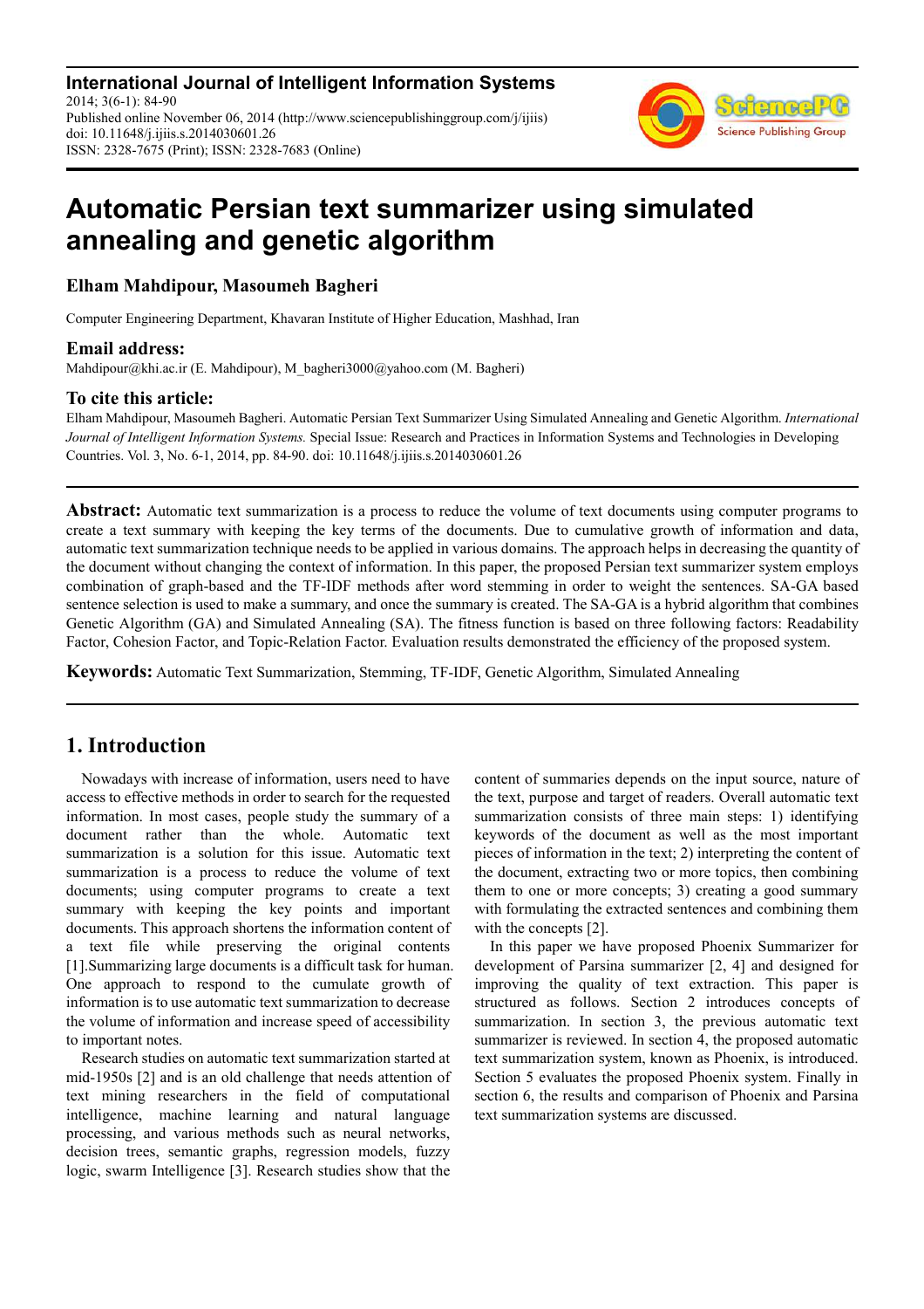**International Journal of Intelligent Information Systems**
2014; 3(6-1): 84-90
Published online November 06, 2014 (http://www.sciencepublishinggroup.com/j/ijiis)
doi: 10.11648/j.ijiis.s.2014030601.26
ISSN: 2328-7675 (Print); ISSN: 2328-7683 (Online)

# Automatic Persian text summarizer using simulated annealing and genetic algorithm

**Elham Mahdipour, Masoumeh Bagheri**

Computer Engineering Department, Khavaran Institute of Higher Education, Mashhad, Iran

### Email address:

Mahdipour@khi.ac.ir (E. Mahdipour), M_bagheri3000@yahoo.com (M. Bagheri)

### To cite this article:

Elham Mahdipour, Masoumeh Bagheri. Automatic Persian Text Summarizer Using Simulated Annealing and Genetic Algorithm. *International Journal of Intelligent Information Systems.* Special Issue: Research and Practices in Information Systems and Technologies in Developing Countries. Vol. 3, No. 6-1, 2014, pp. 84-90. doi: 10.11648/j.ijiis.s.2014030601.26

---

**Abstract:** Automatic text summarization is a process to reduce the volume of text documents using computer programs to create a text summary with keeping the key terms of the documents. Due to cumulative growth of information and data, automatic text summarization technique needs to be applied in various domains. The approach helps in decreasing the quantity of the document without changing the context of information. In this paper, the proposed Persian text summarizer system employs combination of graph-based and the TF-IDF methods after word stemming in order to weight the sentences. SA-GA based sentence selection is used to make a summary, and once the summary is created. The SA-GA is a hybrid algorithm that combines Genetic Algorithm (GA) and Simulated Annealing (SA). The fitness function is based on three following factors: Readability Factor, Cohesion Factor, and Topic-Relation Factor. Evaluation results demonstrated the efficiency of the proposed system.

**Keywords:** Automatic Text Summarization, Stemming, TF-IDF, Genetic Algorithm, Simulated Annealing

---

## 1. Introduction

Nowadays with increase of information, users need to have access to effective methods in order to search for the requested information. In most cases, people study the summary of a document rather than the whole. Automatic text summarization is a solution for this issue. Automatic text summarization is a process to reduce the volume of text documents; using computer programs to create a text summary with keeping the key points and important documents. This approach shortens the information content of a text file while preserving the original contents [1].Summarizing large documents is a difficult task for human. One approach to respond to the cumulate growth of information is to use automatic text summarization to decrease the volume of information and increase speed of accessibility to important notes.

Research studies on automatic text summarization started at mid-1950s [2] and is an old challenge that needs attention of text mining researchers in the field of computational intelligence, machine learning and natural language processing, and various methods such as neural networks, decision trees, semantic graphs, regression models, fuzzy logic, swarm Intelligence [3]. Research studies show that the content of summaries depends on the input source, nature of the text, purpose and target of readers. Overall automatic text summarization consists of three main steps: 1) identifying keywords of the document as well as the most important pieces of information in the text; 2) interpreting the content of the document, extracting two or more topics, then combining them to one or more concepts; 3) creating a good summary with formulating the extracted sentences and combining them with the concepts [2].

In this paper we have proposed Phoenix Summarizer for development of Parsina summarizer [2, 4] and designed for improving the quality of text extraction. This paper is structured as follows. Section 2 introduces concepts of summarization. In section 3, the previous automatic text summarizer is reviewed. In section 4, the proposed automatic text summarization system, known as Phoenix, is introduced. Section 5 evaluates the proposed Phoenix system. Finally in section 6, the results and comparison of Phoenix and Parsina text summarization systems are discussed.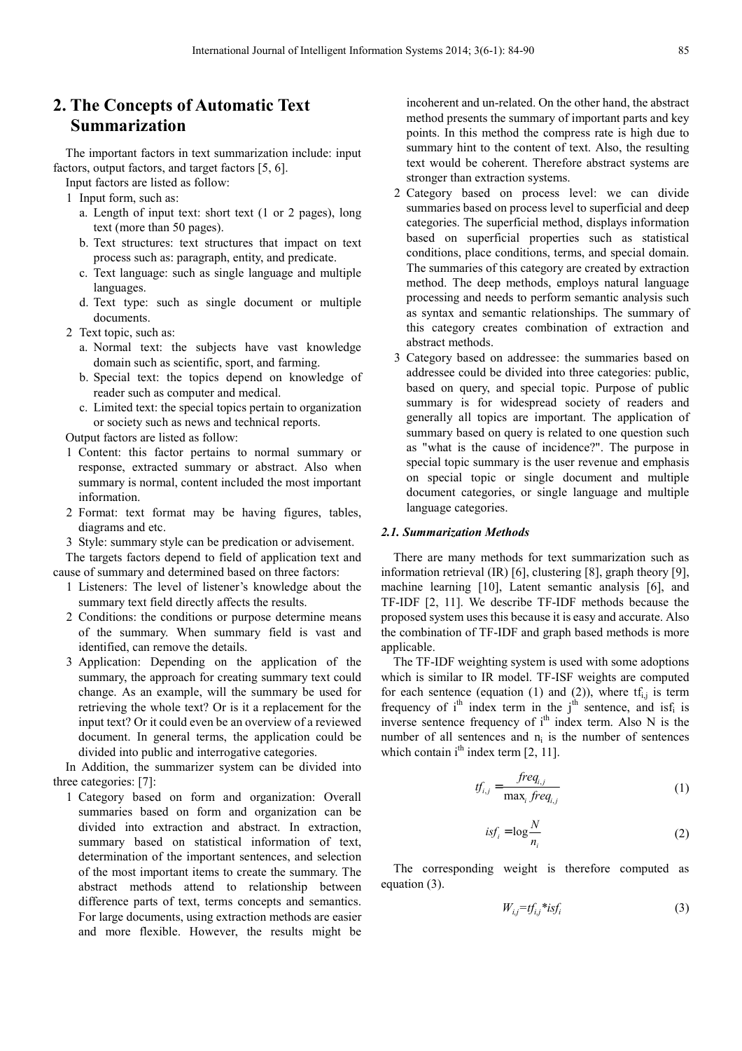## 2. The Concepts of Automatic Text Summarization

The important factors in text summarization include: input factors, output factors, and target factors [5, 6].

Input factors are listed as follow:

1 Input form, such as:
   a. Length of input text: short text (1 or 2 pages), long text (more than 50 pages).
   b. Text structures: text structures that impact on text process such as: paragraph, entity, and predicate.
   c. Text language: such as single language and multiple languages.
   d. Text type: such as single document or multiple documents.
2 Text topic, such as:
   a. Normal text: the subjects have vast knowledge domain such as scientific, sport, and farming.
   b. Special text: the topics depend on knowledge of reader such as computer and medical.
   c. Limited text: the special topics pertain to organization or society such as news and technical reports.

Output factors are listed as follow:

1 Content: this factor pertains to normal summary or response, extracted summary or abstract. Also when summary is normal, content included the most important information.
2 Format: text format may be having figures, tables, diagrams and etc.
3 Style: summary style can be predication or advisement.

The targets factors depend to field of application text and cause of summary and determined based on three factors:

1 Listeners: The level of listener's knowledge about the summary text field directly affects the results.
2 Conditions: the conditions or purpose determine means of the summary. When summary field is vast and identified, can remove the details.
3 Application: Depending on the application of the summary, the approach for creating summary text could change. As an example, will the summary be used for retrieving the whole text? Or is it a replacement for the input text? Or it could even be an overview of a reviewed document. In general terms, the application could be divided into public and interrogative categories.

In Addition, the summarizer system can be divided into three categories: [7]:

1 Category based on form and organization: Overall summaries based on form and organization can be divided into extraction and abstract. In extraction, summary based on statistical information of text, determination of the important sentences, and selection of the most important items to create the summary. The abstract methods attend to relationship between difference parts of text, terms concepts and semantics. For large documents, using extraction methods are easier and more flexible. However, the results might be incoherent and un-related. On the other hand, the abstract method presents the summary of important parts and key points. In this method the compress rate is high due to summary hint to the content of text. Also, the resulting text would be coherent. Therefore abstract systems are stronger than extraction systems.
2 Category based on process level: we can divide summaries based on process level to superficial and deep categories. The superficial method, displays information based on superficial properties such as statistical conditions, place conditions, terms, and special domain. The summaries of this category are created by extraction method. The deep methods, employs natural language processing and needs to perform semantic analysis such as syntax and semantic relationships. The summary of this category creates combination of extraction and abstract methods.
3 Category based on addressee: the summaries based on addressee could be divided into three categories: public, based on query, and special topic. Purpose of public summary is for widespread society of readers and generally all topics are important. The application of summary based on query is related to one question such as "what is the cause of incidence?". The purpose in special topic summary is the user revenue and emphasis on special topic or single document and multiple document categories, or single language and multiple language categories.

### *2.1. Summarization Methods*

There are many methods for text summarization such as information retrieval (IR) [6], clustering [8], graph theory [9], machine learning [10], Latent semantic analysis [6], and TF-IDF [2, 11]. We describe TF-IDF methods because the proposed system uses this because it is easy and accurate. Also the combination of TF-IDF and graph based methods is more applicable.

The TF-IDF weighting system is used with some adoptions which is similar to IR model. TF-ISF weights are computed for each sentence (equation (1) and (2)), where $tf_{i,j}$ is term frequency of $i^{th}$ index term in the $j^{th}$ sentence, and $isf_i$ is inverse sentence frequency of $i^{th}$ index term. Also N is the number of all sentences and $n_i$ is the number of sentences which contain $i^{th}$ index term [2, 11].

$$tf_{i,j} = \frac{freq_{i,j}}{\max_i freq_{i,j}} \tag{1}$$

$$isf_i = \log \frac{N}{n_i} \tag{2}$$

The corresponding weight is therefore computed as equation (3).

$$W_{i,j} = tf_{i,j} * isf_i \tag{3}$$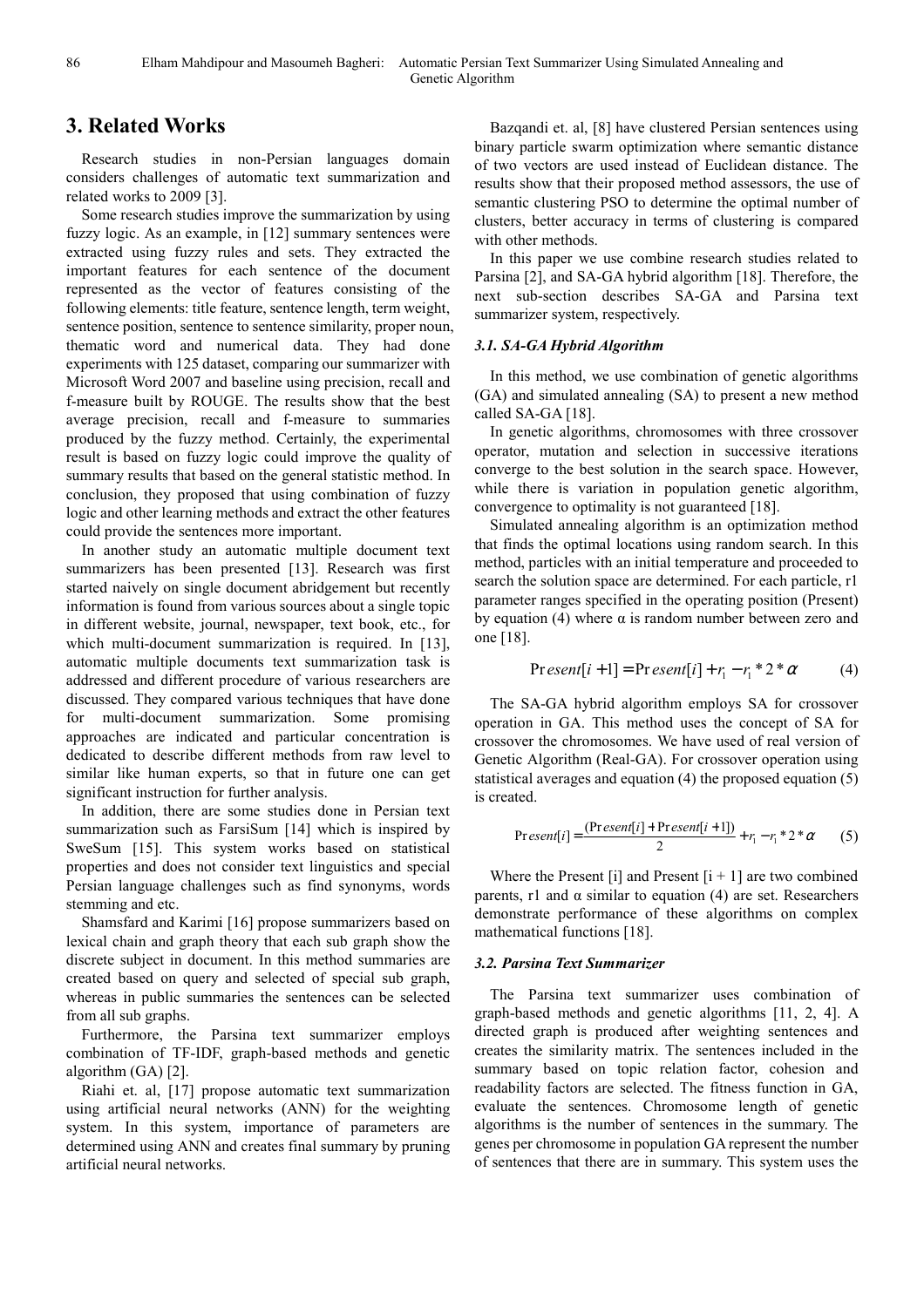# 3. Related Works

Research studies in non-Persian languages domain considers challenges of automatic text summarization and related works to 2009 [3].

Some research studies improve the summarization by using fuzzy logic. As an example, in [12] summary sentences were extracted using fuzzy rules and sets. They extracted the important features for each sentence of the document represented as the vector of features consisting of the following elements: title feature, sentence length, term weight, sentence position, sentence to sentence similarity, proper noun, thematic word and numerical data. They had done experiments with 125 dataset, comparing our summarizer with Microsoft Word 2007 and baseline using precision, recall and f-measure built by ROUGE. The results show that the best average precision, recall and f-measure to summaries produced by the fuzzy method. Certainly, the experimental result is based on fuzzy logic could improve the quality of summary results that based on the general statistic method. In conclusion, they proposed that using combination of fuzzy logic and other learning methods and extract the other features could provide the sentences more important.

In another study an automatic multiple document text summarizers has been presented [13]. Research was first started naively on single document abridgement but recently information is found from various sources about a single topic in different website, journal, newspaper, text book, etc., for which multi-document summarization is required. In [13], automatic multiple documents text summarization task is addressed and different procedure of various researchers are discussed. They compared various techniques that have done for multi-document summarization. Some promising approaches are indicated and particular concentration is dedicated to describe different methods from raw level to similar like human experts, so that in future one can get significant instruction for further analysis.

In addition, there are some studies done in Persian text summarization such as FarsiSum [14] which is inspired by SweSum [15]. This system works based on statistical properties and does not consider text linguistics and special Persian language challenges such as find synonyms, words stemming and etc.

Shamsfard and Karimi [16] propose summarizers based on lexical chain and graph theory that each sub graph show the discrete subject in document. In this method summaries are created based on query and selected of special sub graph, whereas in public summaries the sentences can be selected from all sub graphs.

Furthermore, the Parsina text summarizer employs combination of TF-IDF, graph-based methods and genetic algorithm (GA) [2].

Riahi et. al, [17] propose automatic text summarization using artificial neural networks (ANN) for the weighting system. In this system, importance of parameters are determined using ANN and creates final summary by pruning artificial neural networks.

Bazqandi et. al, [8] have clustered Persian sentences using binary particle swarm optimization where semantic distance of two vectors are used instead of Euclidean distance. The results show that their proposed method assessors, the use of semantic clustering PSO to determine the optimal number of clusters, better accuracy in terms of clustering is compared with other methods.

In this paper we use combine research studies related to Parsina [2], and SA-GA hybrid algorithm [18]. Therefore, the next sub-section describes SA-GA and Parsina text summarizer system, respectively.

### *3.1. SA-GA Hybrid Algorithm*

In this method, we use combination of genetic algorithms (GA) and simulated annealing (SA) to present a new method called SA-GA [18].

In genetic algorithms, chromosomes with three crossover operator, mutation and selection in successive iterations converge to the best solution in the search space. However, while there is variation in population genetic algorithm, convergence to optimality is not guaranteed [18].

Simulated annealing algorithm is an optimization method that finds the optimal locations using random search. In this method, particles with an initial temperature and proceeded to search the solution space are determined. For each particle, r1 parameter ranges specified in the operating position (Present) by equation (4) where α is random number between zero and one [18].

$$Present[i+1] = Present[i] + r_1 - r_1 * 2 * \alpha \qquad (4)$$

The SA-GA hybrid algorithm employs SA for crossover operation in GA. This method uses the concept of SA for crossover the chromosomes. We have used of real version of Genetic Algorithm (Real-GA). For crossover operation using statistical averages and equation (4) the proposed equation (5) is created.

$$Present[i] = \frac{(Present[i] + Present[i+1])}{2} + r_1 - r_1 * 2 * \alpha \qquad (5)$$

Where the Present [i] and Present [i + 1] are two combined parents, r1 and α similar to equation (4) are set. Researchers demonstrate performance of these algorithms on complex mathematical functions [18].

### *3.2. Parsina Text Summarizer*

The Parsina text summarizer uses combination of graph-based methods and genetic algorithms [11, 2, 4]. A directed graph is produced after weighting sentences and creates the similarity matrix. The sentences included in the summary based on topic relation factor, cohesion and readability factors are selected. The fitness function in GA, evaluate the sentences. Chromosome length of genetic algorithms is the number of sentences in the summary. The genes per chromosome in population GA represent the number of sentences that there are in summary. This system uses the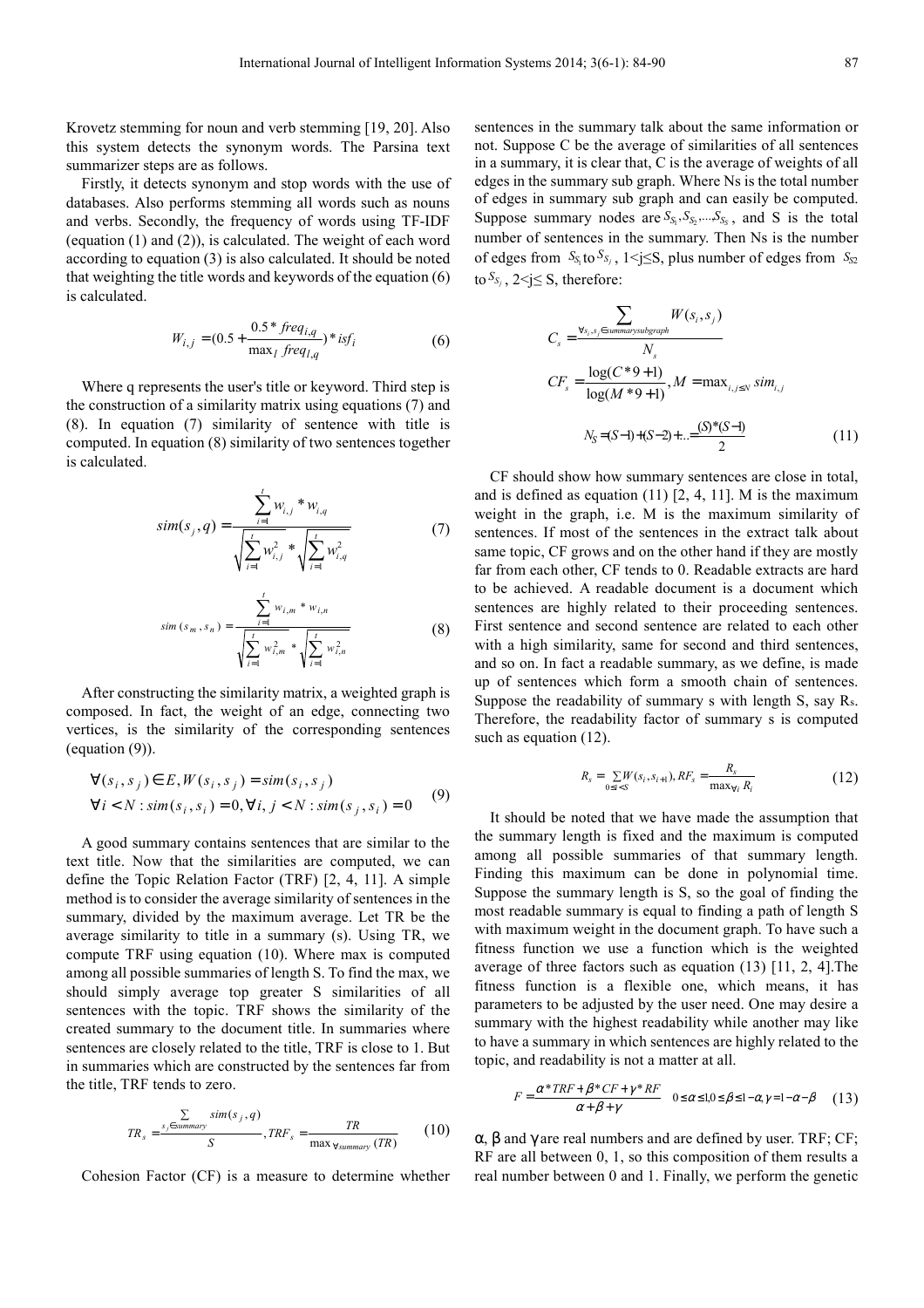Krovetz stemming for noun and verb stemming [19, 20]. Also this system detects the synonym words. The Parsina text summarizer steps are as follows.

Firstly, it detects synonym and stop words with the use of databases. Also performs stemming all words such as nouns and verbs. Secondly, the frequency of words using TF-IDF (equation (1) and (2)), is calculated. The weight of each word according to equation (3) is also calculated. It should be noted that weighting the title words and keywords of the equation (6) is calculated.

$$W_{i,j} = (0.5 + \frac{0.5 * freq_{i,q}}{\max_l freq_{l,q}}) * isf_i \tag{6}$$

Where q represents the user's title or keyword. Third step is the construction of a similarity matrix using equations (7) and (8). In equation (7) similarity of sentence with title is computed. In equation (8) similarity of two sentences together is calculated.

$$sim(s_j, q) = \frac{\sum_{i=1}^{t} w_{i,j} * w_{i,q}}{\sqrt{\sum_{i=1}^{t} w_{i,j}^2} * \sqrt{\sum_{i=1}^{t} w_{i,q}^2}} \tag{7}$$

$$sim(s_m, s_n) = \frac{\sum_{i=1}^{t} w_{i,m} * w_{i,n}}{\sqrt{\sum_{i=1}^{t} w_{i,m}^2} * \sqrt{\sum_{i=1}^{t} w_{i,n}^2}} \tag{8}$$

After constructing the similarity matrix, a weighted graph is composed. In fact, the weight of an edge, connecting two vertices, is the similarity of the corresponding sentences (equation (9)).

$$\begin{aligned} &\forall (s_i, s_j) \in E, W(s_i, s_j) = sim(s_i, s_j) \\ &\forall i < N : sim(s_i, s_i) = 0, \forall i, j < N : sim(s_j, s_i) = 0 \end{aligned} \tag{9}$$

A good summary contains sentences that are similar to the text title. Now that the similarities are computed, we can define the Topic Relation Factor (TRF) [2, 4, 11]. A simple method is to consider the average similarity of sentences in the summary, divided by the maximum average. Let TR be the average similarity to title in a summary (s). Using TR, we compute TRF using equation (10). Where max is computed among all possible summaries of length S. To find the max, we should simply average top greater S similarities of all sentences with the topic. TRF shows the similarity of the created summary to the document title. In summaries where sentences are closely related to the title, TRF is close to 1. But in summaries which are constructed by the sentences far from the title, TRF tends to zero.

$$TR_s = \frac{\sum_{s_j \in summary} sim(s_j, q)}{S}, TRF_s = \frac{TR}{\max_{\forall summary}(TR)} \tag{10}$$

Cohesion Factor (CF) is a measure to determine whether sentences in the summary talk about the same information or not. Suppose C be the average of similarities of all sentences in a summary, it is clear that, C is the average of weights of all edges in the summary sub graph. Where Ns is the total number of edges in summary sub graph and can easily be computed. Suppose summary nodes are $S_{S_1}, S_{S_2}, ..., S_{S_S}$, and S is the total number of sentences in the summary. Then Ns is the number of edges from $S_{S_1}$ to $S_{S_j}$, 1<j≤S, plus number of edges from $S_{S2}$ to $S_{S_j}$, 2<j≤ S, therefore:

$$C_s = \frac{\sum_{\forall s_i, s_j \in summarysubgraph} W(s_i, s_j)}{N_s}$$

$$CF_s = \frac{\log(C * 9 + 1)}{\log(M * 9 + 1)}, M = \max_{i,j \le N} sim_{i,j}$$

$$N_S = (S-1) + (S-2) + ... = \frac{(S)*(S-1)}{2} \tag{11}$$

CF should show how summary sentences are close in total, and is defined as equation (11) [2, 4, 11]. M is the maximum weight in the graph, i.e. M is the maximum similarity of sentences. If most of the sentences in the extract talk about same topic, CF grows and on the other hand if they are mostly far from each other, CF tends to 0. Readable extracts are hard to be achieved. A readable document is a document which sentences are highly related to their proceeding sentences. First sentence and second sentence are related to each other with a high similarity, same for second and third sentences, and so on. In fact a readable summary, as we define, is made up of sentences which form a smooth chain of sentences. Suppose the readability of summary s with length S, say Rs. Therefore, the readability factor of summary s is computed such as equation (12).

$$R_s = \sum_{0 \le i < S} W(s_i, s_{i+1}), RF_s = \frac{R_s}{\max_{\forall i} R_i} \tag{12}$$

It should be noted that we have made the assumption that the summary length is fixed and the maximum is computed among all possible summaries of that summary length. Finding this maximum can be done in polynomial time. Suppose the summary length is S, so the goal of finding the most readable summary is equal to finding a path of length S with maximum weight in the document graph. To have such a fitness function we use a function which is the weighted average of three factors such as equation (13) [11, 2, 4].The fitness function is a flexible one, which means, it has parameters to be adjusted by the user need. One may desire a summary with the highest readability while another may like to have a summary in which sentences are highly related to the topic, and readability is not a matter at all.

$$F = \frac{\alpha * TRF + \beta * CF + \gamma * RF}{\alpha + \beta + \gamma} \quad 0 \le \alpha \le 1, 0 \le \beta \le 1 - \alpha, \gamma = 1 - \alpha - \beta \tag{13}$$

$\alpha$, $\beta$ and $\gamma$ are real numbers and are defined by user. TRF; CF; RF are all between 0, 1, so this composition of them results a real number between 0 and 1. Finally, we perform the genetic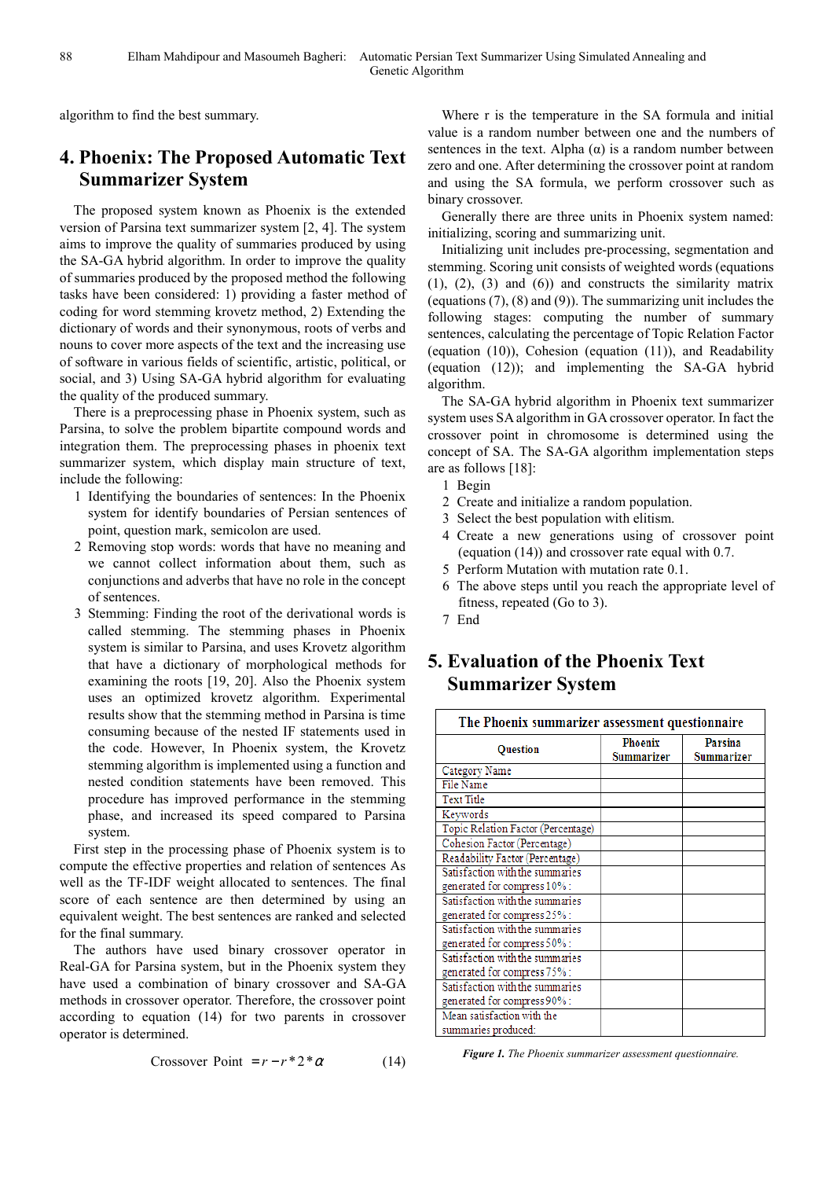algorithm to find the best summary.

# 4. Phoenix: The Proposed Automatic Text Summarizer System

The proposed system known as Phoenix is the extended version of Parsina text summarizer system [2, 4]. The system aims to improve the quality of summaries produced by using the SA-GA hybrid algorithm. In order to improve the quality of summaries produced by the proposed method the following tasks have been considered: 1) providing a faster method of coding for word stemming krovetz method, 2) Extending the dictionary of words and their synonymous, roots of verbs and nouns to cover more aspects of the text and the increasing use of software in various fields of scientific, artistic, political, or social, and 3) Using SA-GA hybrid algorithm for evaluating the quality of the produced summary.

There is a preprocessing phase in Phoenix system, such as Parsina, to solve the problem bipartite compound words and integration them. The preprocessing phases in phoenix text summarizer system, which display main structure of text, include the following:

1. Identifying the boundaries of sentences: In the Phoenix system for identify boundaries of Persian sentences of point, question mark, semicolon are used.
2. Removing stop words: words that have no meaning and we cannot collect information about them, such as conjunctions and adverbs that have no role in the concept of sentences.
3. Stemming: Finding the root of the derivational words is called stemming. The stemming phases in Phoenix system is similar to Parsina, and uses Krovetz algorithm that have a dictionary of morphological methods for examining the roots [19, 20]. Also the Phoenix system uses an optimized krovetz algorithm. Experimental results show that the stemming method in Parsina is time consuming because of the nested IF statements used in the code. However, In Phoenix system, the Krovetz stemming algorithm is implemented using a function and nested condition statements have been removed. This procedure has improved performance in the stemming phase, and increased its speed compared to Parsina system.

First step in the processing phase of Phoenix system is to compute the effective properties and relation of sentences As well as the TF-IDF weight allocated to sentences. The final score of each sentence are then determined by using an equivalent weight. The best sentences are ranked and selected for the final summary.

The authors have used binary crossover operator in Real-GA for Parsina system, but in the Phoenix system they have used a combination of binary crossover and SA-GA methods in crossover operator. Therefore, the crossover point according to equation (14) for two parents in crossover operator is determined.

$$\text{Crossover Point } = r - r * 2 * \alpha \tag{14}$$

Where r is the temperature in the SA formula and initial value is a random number between one and the numbers of sentences in the text. Alpha (α) is a random number between zero and one. After determining the crossover point at random and using the SA formula, we perform crossover such as binary crossover.

Generally there are three units in Phoenix system named: initializing, scoring and summarizing unit.

Initializing unit includes pre-processing, segmentation and stemming. Scoring unit consists of weighted words (equations (1), (2), (3) and (6)) and constructs the similarity matrix (equations (7), (8) and (9)). The summarizing unit includes the following stages: computing the number of summary sentences, calculating the percentage of Topic Relation Factor (equation (10)), Cohesion (equation (11)), and Readability (equation (12)); and implementing the SA-GA hybrid algorithm.

The SA-GA hybrid algorithm in Phoenix text summarizer system uses SA algorithm in GA crossover operator. In fact the crossover point in chromosome is determined using the concept of SA. The SA-GA algorithm implementation steps are as follows [18]:

1. Begin
2. Create and initialize a random population.
3. Select the best population with elitism.
4. Create a new generations using of crossover point (equation (14)) and crossover rate equal with 0.7.
5. Perform Mutation with mutation rate 0.1.
6. The above steps until you reach the appropriate level of fitness, repeated (Go to 3).
7. End

# 5. Evaluation of the Phoenix Text Summarizer System

| The Phoenix summarizer assessment questionnaire | | |
|---|---|---|
| Question | Phoenix Summarizer | Parsina Summarizer |
| Category Name | | |
| File Name | | |
| Text Title | | |
| Keywords | | |
| Topic Relation Factor (Percentage) | | |
| Cohesion Factor (Percentage) | | |
| Readability Factor (Percentage) | | |
| Satisfaction with the summaries generated for compress 10% : | | |
| Satisfaction with the summaries generated for compress 25% : | | |
| Satisfaction with the summaries generated for compress 50% : | | |
| Satisfaction with the summaries generated for compress 75% : | | |
| Satisfaction with the summaries generated for compress 90% : | | |
| Mean satisfaction with the summaries produced: | | |

***Figure 1.*** *The Phoenix summarizer assessment questionnaire.*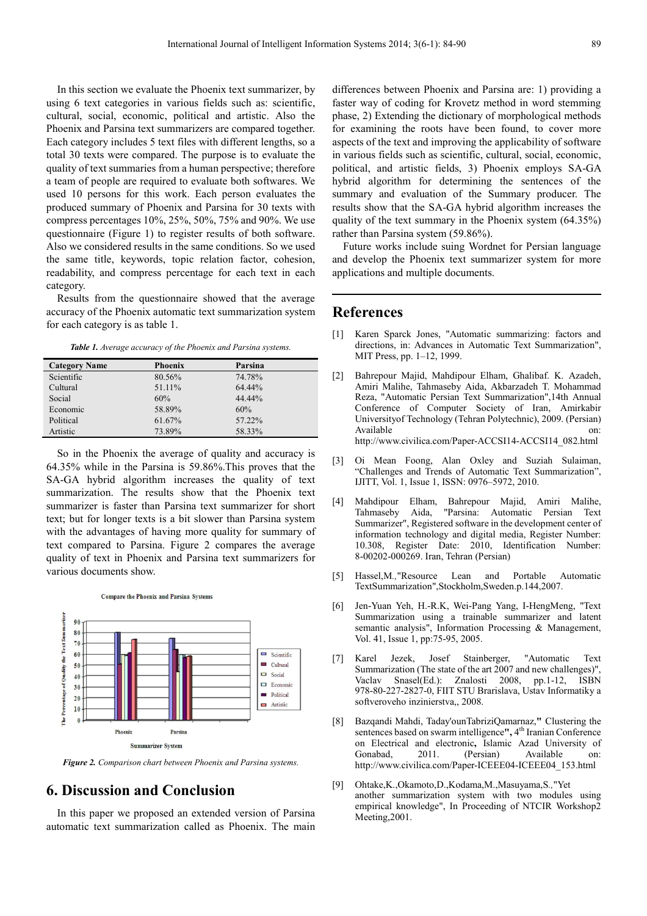In this section we evaluate the Phoenix text summarizer, by using 6 text categories in various fields such as: scientific, cultural, social, economic, political and artistic. Also the Phoenix and Parsina text summarizers are compared together. Each category includes 5 text files with different lengths, so a total 30 texts were compared. The purpose is to evaluate the quality of text summaries from a human perspective; therefore a team of people are required to evaluate both softwares. We used 10 persons for this work. Each person evaluates the produced summary of Phoenix and Parsina for 30 texts with compress percentages 10%, 25%, 50%, 75% and 90%. We use questionnaire (Figure 1) to register results of both software. Also we considered results in the same conditions. So we used the same title, keywords, topic relation factor, cohesion, readability, and compress percentage for each text in each category.

Results from the questionnaire showed that the average accuracy of the Phoenix automatic text summarization system for each category is as table 1.

***Table 1.*** *Average accuracy of the Phoenix and Parsina systems.*

| Category Name | Phoenix | Parsina |
|---|---|---|
| Scientific | 80.56% | 74.78% |
| Cultural | 51.11% | 64.44% |
| Social | 60% | 44.44% |
| Economic | 58.89% | 60% |
| Political | 61.67% | 57.22% |
| Artistic | 73.89% | 58.33% |

So in the Phoenix the average of quality and accuracy is 64.35% while in the Parsina is 59.86%.This proves that the SA-GA hybrid algorithm increases the quality of text summarization. The results show that the Phoenix text summarizer is faster than Parsina text summarizer for short text; but for longer texts is a bit slower than Parsina system with the advantages of having more quality for summary of text compared to Parsina. Figure 2 compares the average quality of text in Phoenix and Parsina text summarizers for various documents show.

***Figure 2.*** *Comparison chart between Phoenix and Parsina systems.*

## 6. Discussion and Conclusion

In this paper we proposed an extended version of Parsina automatic text summarization called as Phoenix. The main differences between Phoenix and Parsina are: 1) providing a faster way of coding for Krovetz method in word stemming phase, 2) Extending the dictionary of morphological methods for examining the roots have been found, to cover more aspects of the text and improving the applicability of software in various fields such as scientific, cultural, social, economic, political, and artistic fields, 3) Phoenix employs SA-GA hybrid algorithm for determining the sentences of the summary and evaluation of the Summary producer. The results show that the SA-GA hybrid algorithm increases the quality of the text summary in the Phoenix system (64.35%) rather than Parsina system (59.86%).

Future works include suing Wordnet for Persian language and develop the Phoenix text summarizer system for more applications and multiple documents.

## References

[1] Karen Sparck Jones, "Automatic summarizing: factors and directions, in: Advances in Automatic Text Summarization", MIT Press, pp. 1–12, 1999.

[2] Bahrepour Majid, Mahdipour Elham, Ghalibaf. K. Azadeh, Amiri Malihe, Tahmaseby Aida, Akbarzadeh T. Mohammad Reza, "Automatic Persian Text Summarization",14th Annual Conference of Computer Society of Iran, Amirkabir Universityof Technology (Tehran Polytechnic), 2009. (Persian) Available on: http://www.civilica.com/Paper-ACCSI14-ACCSI14_082.html

[3] Oi Mean Foong, Alan Oxley and Suziah Sulaiman, "Challenges and Trends of Automatic Text Summarization", IJITT, Vol. 1, Issue 1, ISSN: 0976–5972, 2010.

[4] Mahdipour Elham, Bahrepour Majid, Amiri Malihe, Tahmaseby Aida, "Parsina: Automatic Persian Text Summarizer", Registered software in the development center of information technology and digital media, Register Number: 10.308, Register Date: 2010, Identification Number: 8-00202-000269. Iran, Tehran (Persian)

[5] Hassel,M.,"Resource Lean and Portable Automatic TextSummarization",Stockholm,Sweden.p.144,2007.

[6] Jen-Yuan Yeh, H.-R.K, Wei-Pang Yang, I-HengMeng, "Text Summarization using a trainable summarizer and latent semantic analysis", Information Processing & Management, Vol. 41, Issue 1, pp:75-95, 2005.

[7] Karel Jezek, Josef Stainberger, "Automatic Text Summarization (The state of the art 2007 and new challenges)", Vaclav Snasel(Ed.): Znalosti 2008, pp.1-12, ISBN 978-80-227-2827-0, FIIT STU Brarislava, Ustav Informatiky a softveroveho inzinierstva,, 2008.

[8] Bazqandi Mahdi, Taday'ounTabriziQamarnaz," Clustering the sentences based on swarm intelligence", 4th Iranian Conference on Electrical and electronic, Islamic Azad University of Gonabad, 2011. (Persian) Available on: http://www.civilica.com/Paper-ICEEE04-ICEEE04_153.html

[9] Ohtake,K.,Okamoto,D.,Kodama,M.,Masuyama,S.,"Yet another summarization system with two modules using empirical knowledge", In Proceeding of NTCIR Workshop2 Meeting,2001.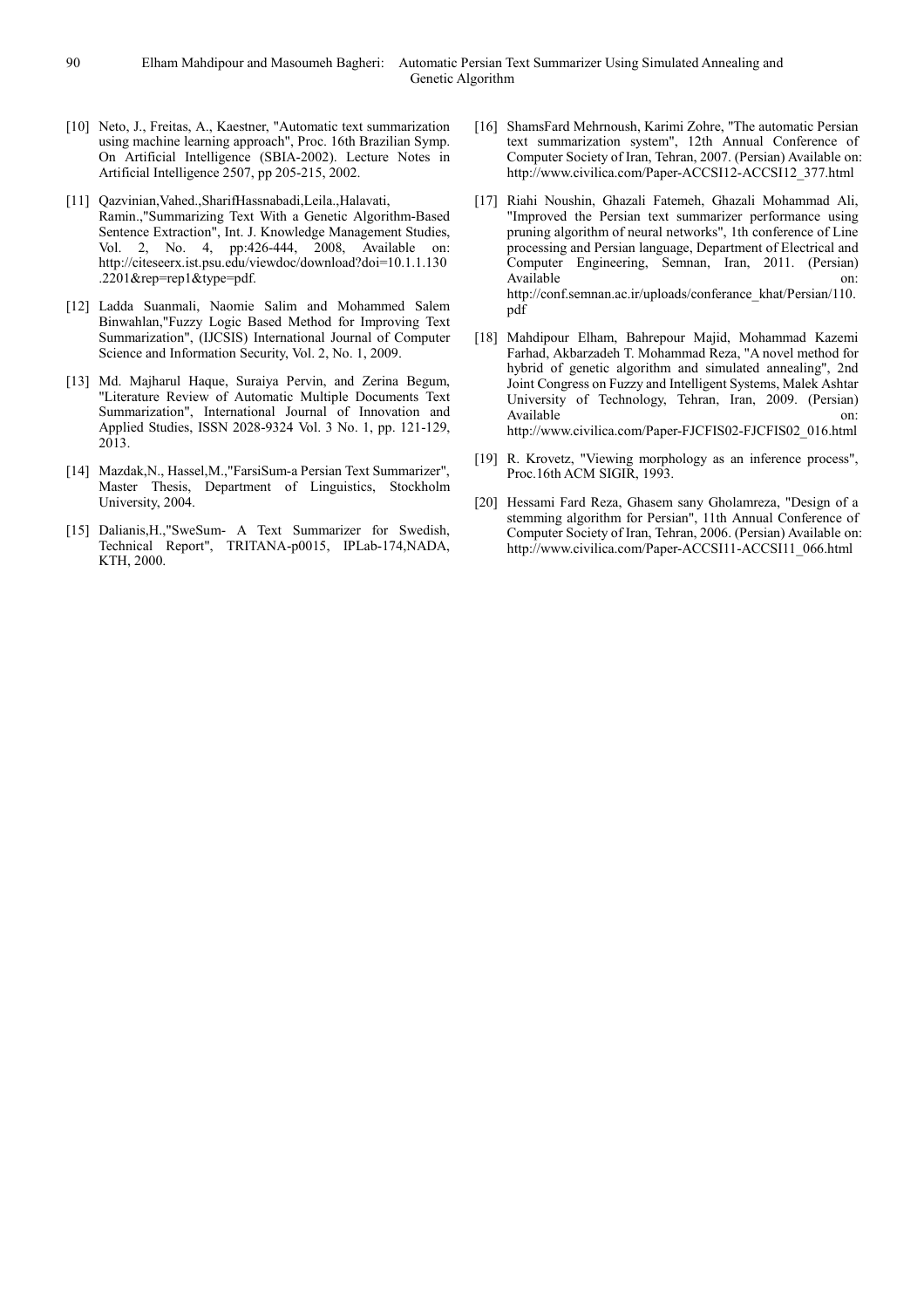[10] Neto, J., Freitas, A., Kaestner, "Automatic text summarization using machine learning approach", Proc. 16th Brazilian Symp. On Artificial Intelligence (SBIA-2002). Lecture Notes in Artificial Intelligence 2507, pp 205-215, 2002.

[11] Qazvinian,Vahed.,SharifHassnabadi,Leila.,Halavati, Ramin.,"Summarizing Text With a Genetic Algorithm-Based Sentence Extraction", Int. J. Knowledge Management Studies, Vol. 2, No. 4, pp:426-444, 2008, Available on: http://citeseerx.ist.psu.edu/viewdoc/download?doi=10.1.1.130.2201&rep=rep1&type=pdf.

[12] Ladda Suanmali, Naomie Salim and Mohammed Salem Binwahlan,"Fuzzy Logic Based Method for Improving Text Summarization", (IJCSIS) International Journal of Computer Science and Information Security, Vol. 2, No. 1, 2009.

[13] Md. Majharul Haque, Suraiya Pervin, and Zerina Begum, "Literature Review of Automatic Multiple Documents Text Summarization", International Journal of Innovation and Applied Studies, ISSN 2028-9324 Vol. 3 No. 1, pp. 121-129, 2013.

[14] Mazdak,N., Hassel,M.,"FarsiSum-a Persian Text Summarizer", Master Thesis, Department of Linguistics, Stockholm University, 2004.

[15] Dalianis,H.,"SweSum- A Text Summarizer for Swedish, Technical Report", TRITANA-p0015, IPLab-174,NADA, KTH, 2000.

[16] ShamsFard Mehrnoush, Karimi Zohre, "The automatic Persian text summarization system", 12th Annual Conference of Computer Society of Iran, Tehran, 2007. (Persian) Available on: http://www.civilica.com/Paper-ACCSI12-ACCSI12_377.html

[17] Riahi Noushin, Ghazali Fatemeh, Ghazali Mohammad Ali, "Improved the Persian text summarizer performance using pruning algorithm of neural networks", 1th conference of Line processing and Persian language, Department of Electrical and Computer Engineering, Semnan, Iran, 2011. (Persian) Available on: http://conf.semnan.ac.ir/uploads/conferance_khat/Persian/110.pdf

[18] Mahdipour Elham, Bahrepour Majid, Mohammad Kazemi Farhad, Akbarzadeh T. Mohammad Reza, "A novel method for hybrid of genetic algorithm and simulated annealing", 2nd Joint Congress on Fuzzy and Intelligent Systems, Malek Ashtar University of Technology, Tehran, Iran, 2009. (Persian) Available on: http://www.civilica.com/Paper-FJCFIS02-FJCFIS02_016.html

[19] R. Krovetz, "Viewing morphology as an inference process", Proc.16th ACM SIGIR, 1993.

[20] Hessami Fard Reza, Ghasem sany Gholamreza, "Design of a stemming algorithm for Persian", 11th Annual Conference of Computer Society of Iran, Tehran, 2006. (Persian) Available on: http://www.civilica.com/Paper-ACCSI11-ACCSI11_066.html